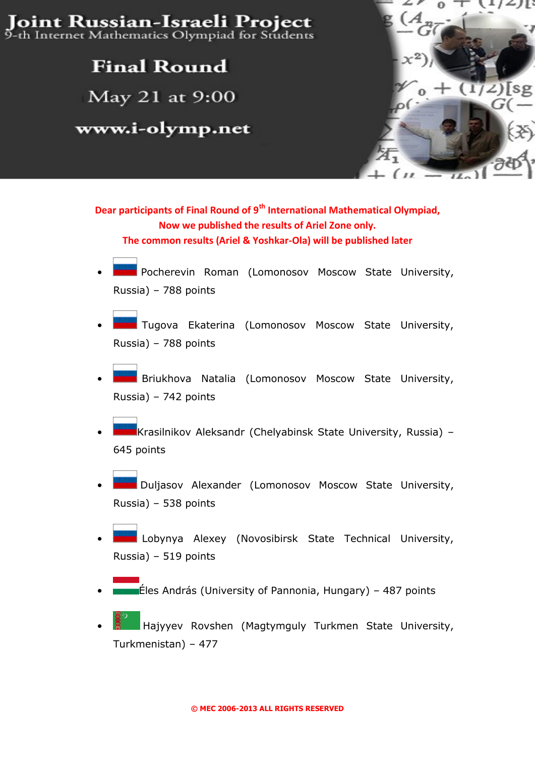# Joint Russian-Israeli Project

9-th Internet Mathematics Olympiad for Students

## Final Round

May 21 at 9:00

www.i-olymp.net

**Dear participants of Final Round of 9th International Mathematical Olympiad,**
**Now we published the results of Ariel Zone only.**
**The common results (Ariel & Yoshkar-Ola) will be published later**

- Pocherevin Roman (Lomonosov Moscow State University, Russia) – 788 points
- Tugova Ekaterina (Lomonosov Moscow State University, Russia) – 788 points
- Briukhova Natalia (Lomonosov Moscow State University, Russia) – 742 points
- Krasilnikov Aleksandr (Chelyabinsk State University, Russia) – 645 points
- Duljasov Alexander (Lomonosov Moscow State University, Russia) – 538 points
- Lobynya Alexey (Novosibirsk State Technical University, Russia) – 519 points
- Éles András (University of Pannonia, Hungary) – 487 points
- Hajyyev Rovshen (Magtymguly Turkmen State University, Turkmenistan) – 477

© MEC 2006-2013 ALL RIGHTS RESERVED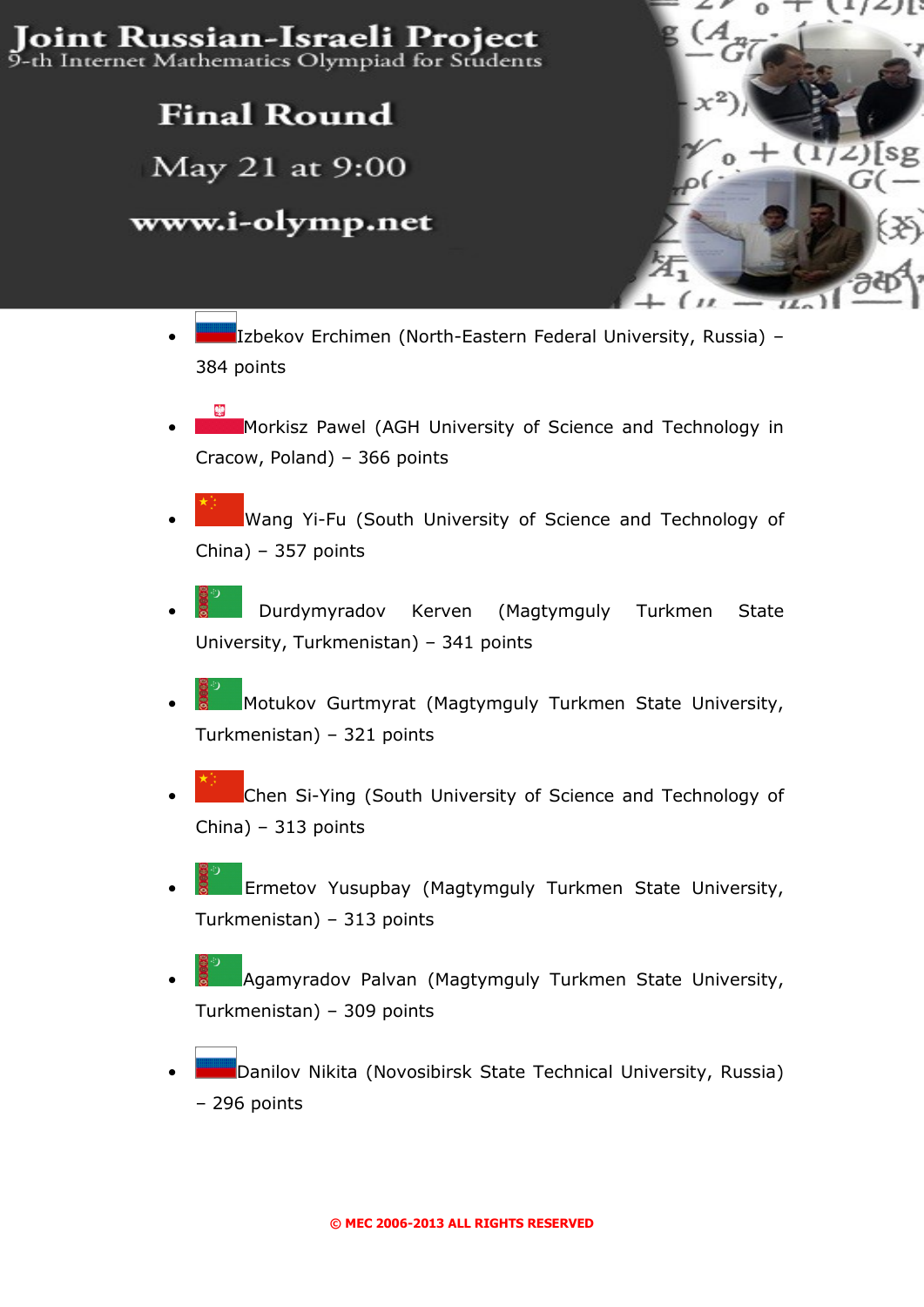- Izbekov Erchimen (North-Eastern Federal University, Russia) – 384 points
- Morkisz Pawel (AGH University of Science and Technology in Cracow, Poland) – 366 points
- Wang Yi-Fu (South University of Science and Technology of China) – 357 points
- Durdymyradov Kerven (Magtymguly Turkmen State University, Turkmenistan) – 341 points
- Motukov Gurtmyrat (Magtymguly Turkmen State University, Turkmenistan) – 321 points
- Chen Si-Ying (South University of Science and Technology of China) – 313 points
- Ermetov Yusupbay (Magtymguly Turkmen State University, Turkmenistan) – 313 points
- Agamyradov Palvan (Magtymguly Turkmen State University, Turkmenistan) – 309 points
- Danilov Nikita (Novosibirsk State Technical University, Russia) – 296 points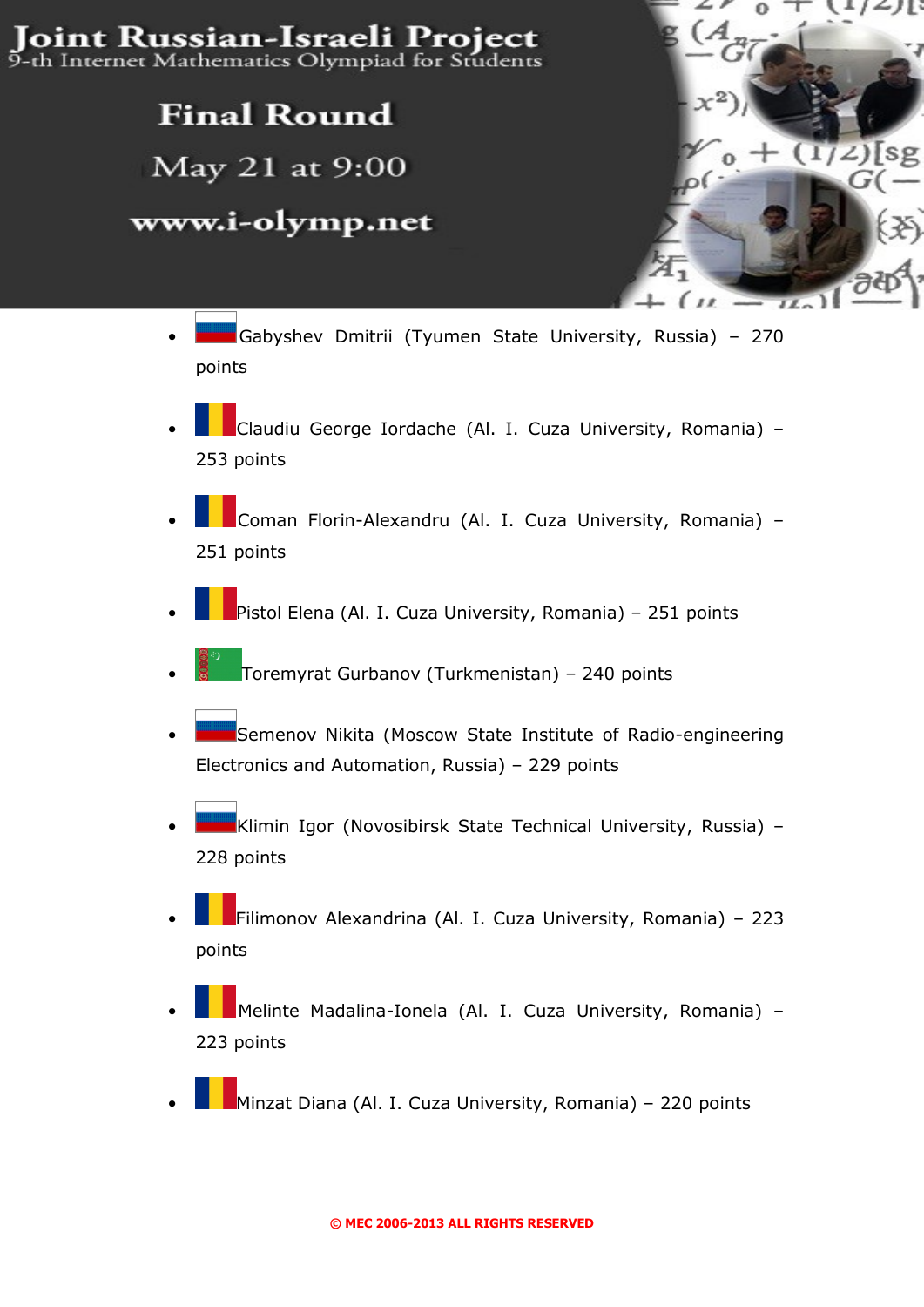- Gabyshev Dmitrii (Tyumen State University, Russia) – 270 points
- Claudiu George Iordache (Al. I. Cuza University, Romania) – 253 points
- Coman Florin-Alexandru (Al. I. Cuza University, Romania) – 251 points
- Pistol Elena (Al. I. Cuza University, Romania) – 251 points
- Toremyrat Gurbanov (Turkmenistan) – 240 points
- Semenov Nikita (Moscow State Institute of Radio-engineering Electronics and Automation, Russia) – 229 points
- Klimin Igor (Novosibirsk State Technical University, Russia) – 228 points
- Filimonov Alexandrina (Al. I. Cuza University, Romania) – 223 points
- Melinte Madalina-Ionela (Al. I. Cuza University, Romania) – 223 points
- Minzat Diana (Al. I. Cuza University, Romania) – 220 points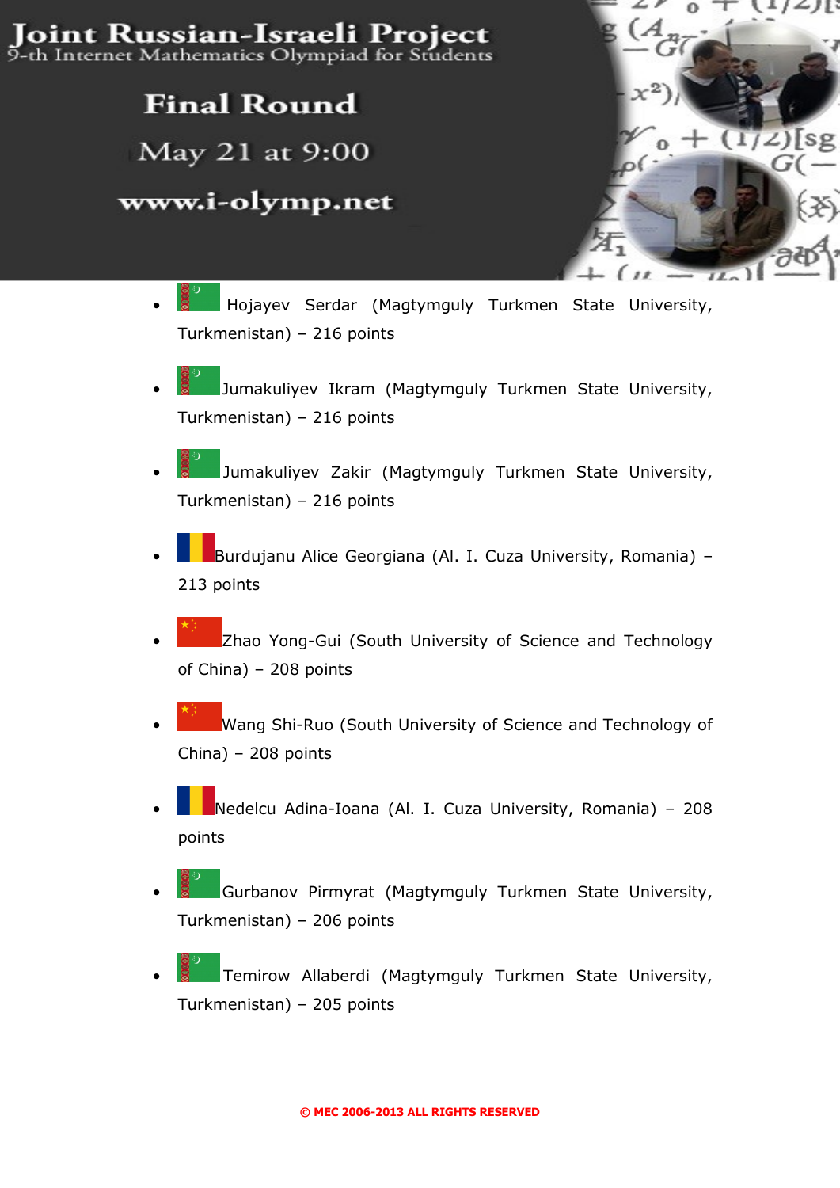# Joint Russian-Israeli Project
9-th Internet Mathematics Olympiad for Students

## Final Round

May 21 at 9:00

www.i-olymp.net

- Hojayev Serdar (Magtymguly Turkmen State University, Turkmenistan) – 216 points
- Jumakuliyev Ikram (Magtymguly Turkmen State University, Turkmenistan) – 216 points
- Jumakuliyev Zakir (Magtymguly Turkmen State University, Turkmenistan) – 216 points
- Burdujanu Alice Georgiana (Al. I. Cuza University, Romania) – 213 points
- Zhao Yong-Gui (South University of Science and Technology of China) – 208 points
- Wang Shi-Ruo (South University of Science and Technology of China) – 208 points
- Nedelcu Adina-Ioana (Al. I. Cuza University, Romania) – 208 points
- Gurbanov Pirmyrat (Magtymguly Turkmen State University, Turkmenistan) – 206 points
- Temirow Allaberdi (Magtymguly Turkmen State University, Turkmenistan) – 205 points

© MEC 2006-2013 ALL RIGHTS RESERVED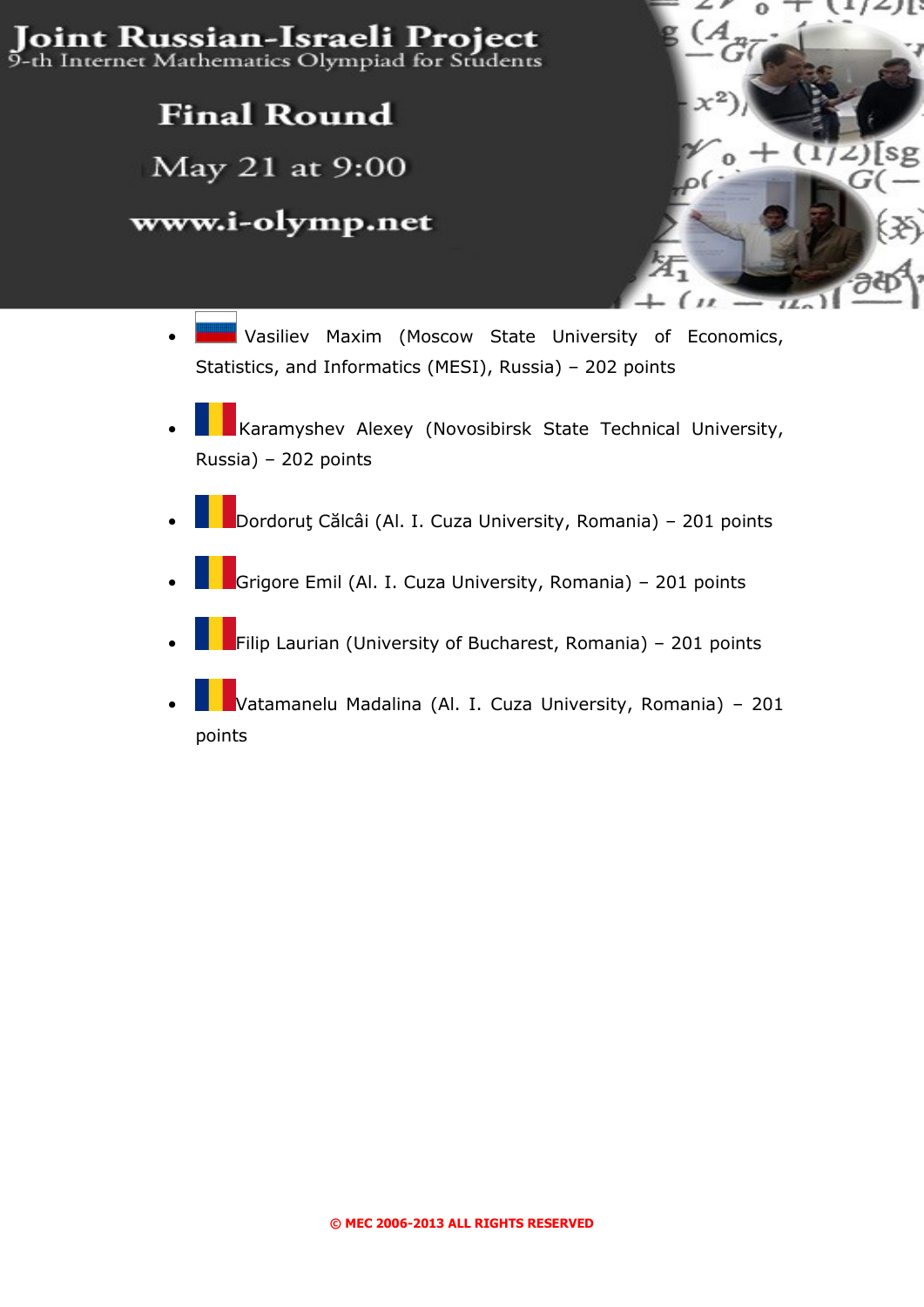- Vasiliev Maxim (Moscow State University of Economics, Statistics, and Informatics (MESI), Russia) – 202 points
- Karamyshev Alexey (Novosibirsk State Technical University, Russia) – 202 points
- Dordoruţ Călcâi (Al. I. Cuza University, Romania) – 201 points
- Grigore Emil (Al. I. Cuza University, Romania) – 201 points
- Filip Laurian (University of Bucharest, Romania) – 201 points
- Vatamanelu Madalina (Al. I. Cuza University, Romania) – 201 points